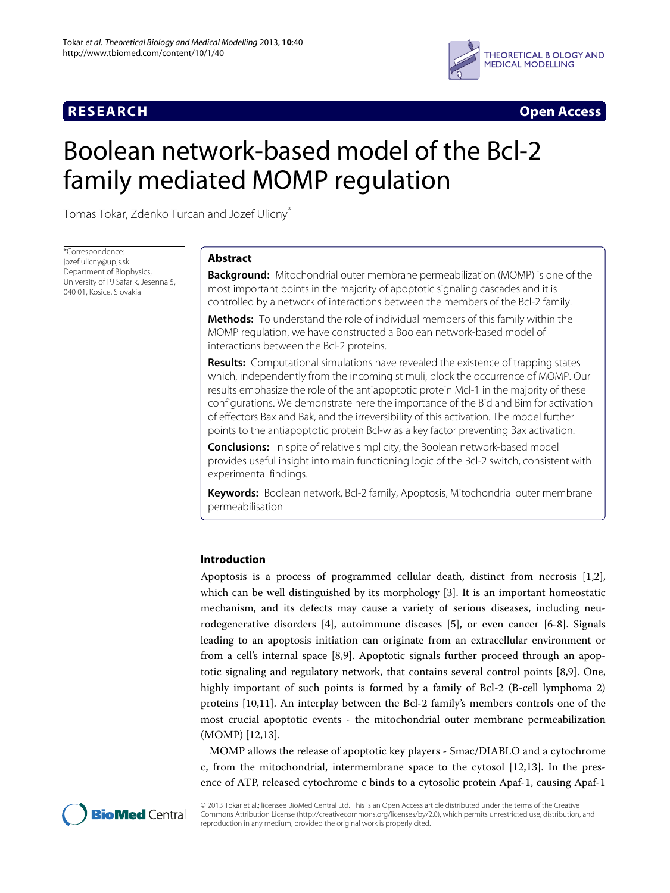**RESEARCH** **Open Access**

# Boolean network-based model of the Bcl-2 family mediated MOMP regulation

Tomas Tokar, Zdenko Turcan and Jozef Ulicny*

*Correspondence: jozef.ulicny@upjs.sk
Department of Biophysics, University of PJ Safarik, Jesenna 5, 040 01, Kosice, Slovakia

## Abstract

**Background:** Mitochondrial outer membrane permeabilization (MOMP) is one of the most important points in the majority of apoptotic signaling cascades and it is controlled by a network of interactions between the members of the Bcl-2 family.

**Methods:** To understand the role of individual members of this family within the MOMP regulation, we have constructed a Boolean network-based model of interactions between the Bcl-2 proteins.

**Results:** Computational simulations have revealed the existence of trapping states which, independently from the incoming stimuli, block the occurrence of MOMP. Our results emphasize the role of the antiapoptotic protein Mcl-1 in the majority of these configurations. We demonstrate here the importance of the Bid and Bim for activation of effectors Bax and Bak, and the irreversibility of this activation. The model further points to the antiapoptotic protein Bcl-w as a key factor preventing Bax activation.

**Conclusions:** In spite of relative simplicity, the Boolean network-based model provides useful insight into main functioning logic of the Bcl-2 switch, consistent with experimental findings.

**Keywords:** Boolean network, Bcl-2 family, Apoptosis, Mitochondrial outer membrane permeabilisation

## Introduction

Apoptosis is a process of programmed cellular death, distinct from necrosis [1,2], which can be well distinguished by its morphology [3]. It is an important homeostatic mechanism, and its defects may cause a variety of serious diseases, including neurodegenerative disorders [4], autoimmune diseases [5], or even cancer [6-8]. Signals leading to an apoptosis initiation can originate from an extracellular environment or from a cell's internal space [8,9]. Apoptotic signals further proceed through an apoptotic signaling and regulatory network, that contains several control points [8,9]. One, highly important of such points is formed by a family of Bcl-2 (B-cell lymphoma 2) proteins [10,11]. An interplay between the Bcl-2 family's members controls one of the most crucial apoptotic events - the mitochondrial outer membrane permeabilization (MOMP) [12,13].

MOMP allows the release of apoptotic key players - Smac/DIABLO and a cytochrome c, from the mitochondrial, intermembrane space to the cytosol [12,13]. In the presence of ATP, released cytochrome c binds to a cytosolic protein Apaf-1, causing Apaf-1

© 2013 Tokar et al.; licensee BioMed Central Ltd. This is an Open Access article distributed under the terms of the Creative Commons Attribution License (http://creativecommons.org/licenses/by/2.0), which permits unrestricted use, distribution, and reproduction in any medium, provided the original work is properly cited.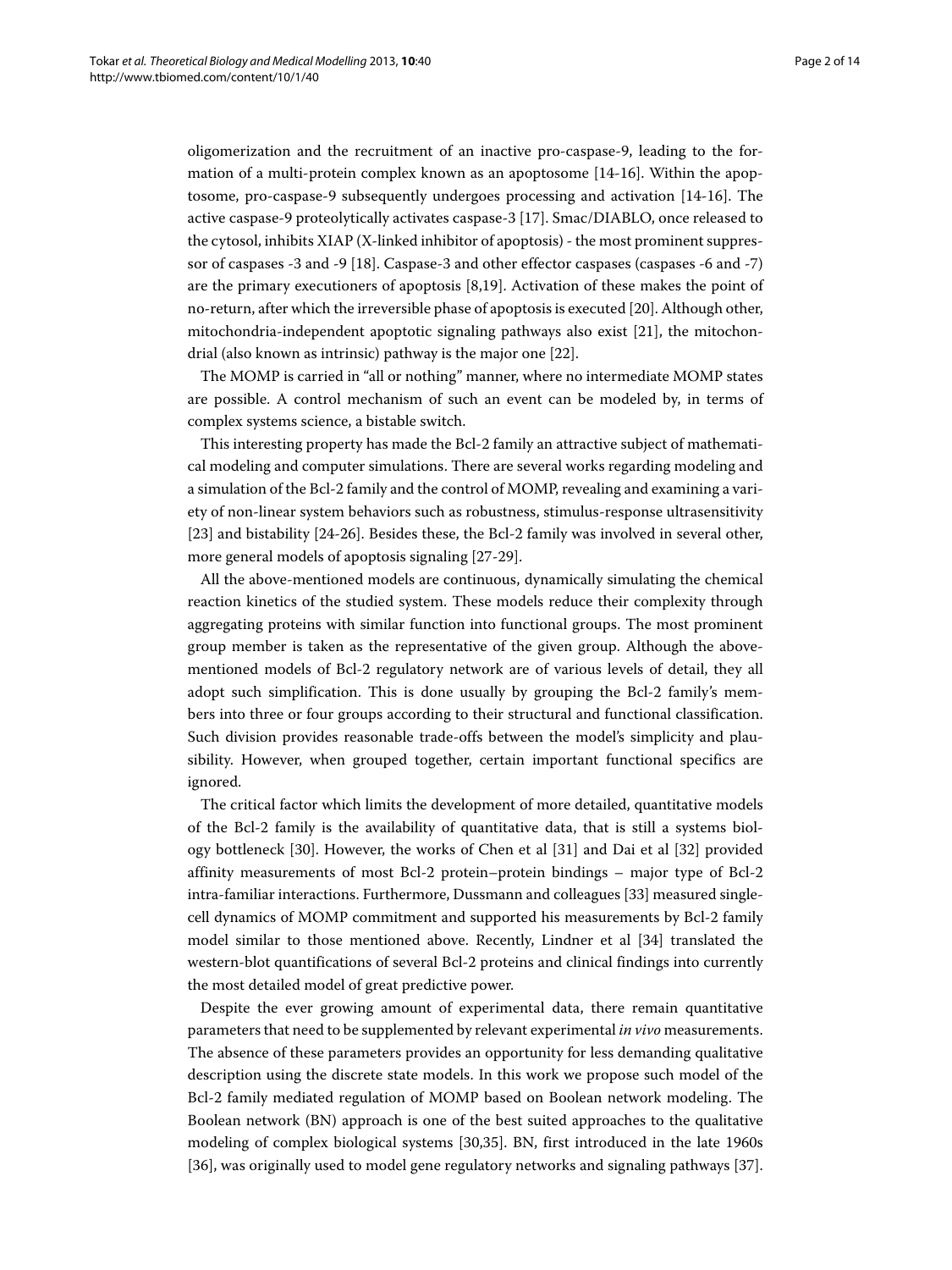oligomerization and the recruitment of an inactive pro-caspase-9, leading to the formation of a multi-protein complex known as an apoptosome [14-16]. Within the apoptosome, pro-caspase-9 subsequently undergoes processing and activation [14-16]. The active caspase-9 proteolytically activates caspase-3 [17]. Smac/DIABLO, once released to the cytosol, inhibits XIAP (X-linked inhibitor of apoptosis) - the most prominent suppressor of caspases -3 and -9 [18]. Caspase-3 and other effector caspases (caspases -6 and -7) are the primary executioners of apoptosis [8,19]. Activation of these makes the point of no-return, after which the irreversible phase of apoptosis is executed [20]. Although other, mitochondria-independent apoptotic signaling pathways also exist [21], the mitochondrial (also known as intrinsic) pathway is the major one [22].

The MOMP is carried in "all or nothing" manner, where no intermediate MOMP states are possible. A control mechanism of such an event can be modeled by, in terms of complex systems science, a bistable switch.

This interesting property has made the Bcl-2 family an attractive subject of mathematical modeling and computer simulations. There are several works regarding modeling and a simulation of the Bcl-2 family and the control of MOMP, revealing and examining a variety of non-linear system behaviors such as robustness, stimulus-response ultrasensitivity [23] and bistability [24-26]. Besides these, the Bcl-2 family was involved in several other, more general models of apoptosis signaling [27-29].

All the above-mentioned models are continuous, dynamically simulating the chemical reaction kinetics of the studied system. These models reduce their complexity through aggregating proteins with similar function into functional groups. The most prominent group member is taken as the representative of the given group. Although the above-mentioned models of Bcl-2 regulatory network are of various levels of detail, they all adopt such simplification. This is done usually by grouping the Bcl-2 family's members into three or four groups according to their structural and functional classification. Such division provides reasonable trade-offs between the model's simplicity and plausibility. However, when grouped together, certain important functional specifics are ignored.

The critical factor which limits the development of more detailed, quantitative models of the Bcl-2 family is the availability of quantitative data, that is still a systems biology bottleneck [30]. However, the works of Chen et al [31] and Dai et al [32] provided affinity measurements of most Bcl-2 protein–protein bindings – major type of Bcl-2 intra-familiar interactions. Furthermore, Dussmann and colleagues [33] measured single-cell dynamics of MOMP commitment and supported his measurements by Bcl-2 family model similar to those mentioned above. Recently, Lindner et al [34] translated the western-blot quantifications of several Bcl-2 proteins and clinical findings into currently the most detailed model of great predictive power.

Despite the ever growing amount of experimental data, there remain quantitative parameters that need to be supplemented by relevant experimental *in vivo* measurements. The absence of these parameters provides an opportunity for less demanding qualitative description using the discrete state models. In this work we propose such model of the Bcl-2 family mediated regulation of MOMP based on Boolean network modeling. The Boolean network (BN) approach is one of the best suited approaches to the qualitative modeling of complex biological systems [30,35]. BN, first introduced in the late 1960s [36], was originally used to model gene regulatory networks and signaling pathways [37].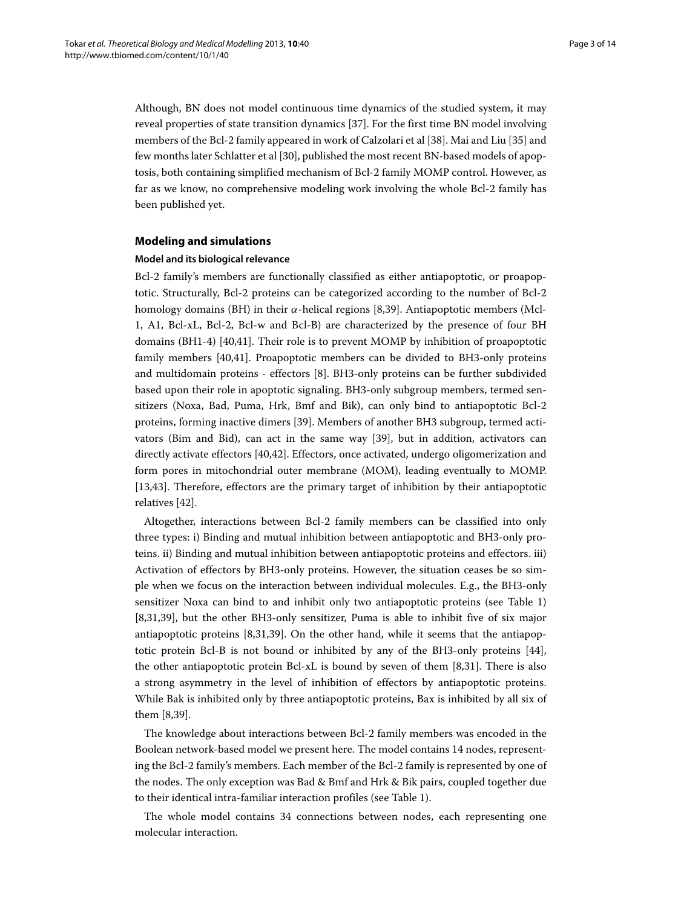Although, BN does not model continuous time dynamics of the studied system, it may reveal properties of state transition dynamics [37]. For the first time BN model involving members of the Bcl-2 family appeared in work of Calzolari et al [38]. Mai and Liu [35] and few months later Schlatter et al [30], published the most recent BN-based models of apoptosis, both containing simplified mechanism of Bcl-2 family MOMP control. However, as far as we know, no comprehensive modeling work involving the whole Bcl-2 family has been published yet.

## Modeling and simulations

### Model and its biological relevance

Bcl-2 family's members are functionally classified as either antiapoptotic, or proapoptotic. Structurally, Bcl-2 proteins can be categorized according to the number of Bcl-2 homology domains (BH) in their $\alpha$-helical regions [8,39]. Antiapoptotic members (Mcl-1, A1, Bcl-xL, Bcl-2, Bcl-w and Bcl-B) are characterized by the presence of four BH domains (BH1-4) [40,41]. Their role is to prevent MOMP by inhibition of proapoptotic family members [40,41]. Proapoptotic members can be divided to BH3-only proteins and multidomain proteins - effectors [8]. BH3-only proteins can be further subdivided based upon their role in apoptotic signaling. BH3-only subgroup members, termed sensitizers (Noxa, Bad, Puma, Hrk, Bmf and Bik), can only bind to antiapoptotic Bcl-2 proteins, forming inactive dimers [39]. Members of another BH3 subgroup, termed activators (Bim and Bid), can act in the same way [39], but in addition, activators can directly activate effectors [40,42]. Effectors, once activated, undergo oligomerization and form pores in mitochondrial outer membrane (MOM), leading eventually to MOMP. [13,43]. Therefore, effectors are the primary target of inhibition by their antiapoptotic relatives [42].

Altogether, interactions between Bcl-2 family members can be classified into only three types: i) Binding and mutual inhibition between antiapoptotic and BH3-only proteins. ii) Binding and mutual inhibition between antiapoptotic proteins and effectors. iii) Activation of effectors by BH3-only proteins. However, the situation ceases be so simple when we focus on the interaction between individual molecules. E.g., the BH3-only sensitizer Noxa can bind to and inhibit only two antiapoptotic proteins (see Table 1) [8,31,39], but the other BH3-only sensitizer, Puma is able to inhibit five of six major antiapoptotic proteins [8,31,39]. On the other hand, while it seems that the antiapoptotic protein Bcl-B is not bound or inhibited by any of the BH3-only proteins [44], the other antiapoptotic protein Bcl-xL is bound by seven of them [8,31]. There is also a strong asymmetry in the level of inhibition of effectors by antiapoptotic proteins. While Bak is inhibited only by three antiapoptotic proteins, Bax is inhibited by all six of them [8,39].

The knowledge about interactions between Bcl-2 family members was encoded in the Boolean network-based model we present here. The model contains 14 nodes, representing the Bcl-2 family's members. Each member of the Bcl-2 family is represented by one of the nodes. The only exception was Bad & Bmf and Hrk & Bik pairs, coupled together due to their identical intra-familiar interaction profiles (see Table 1).

The whole model contains 34 connections between nodes, each representing one molecular interaction.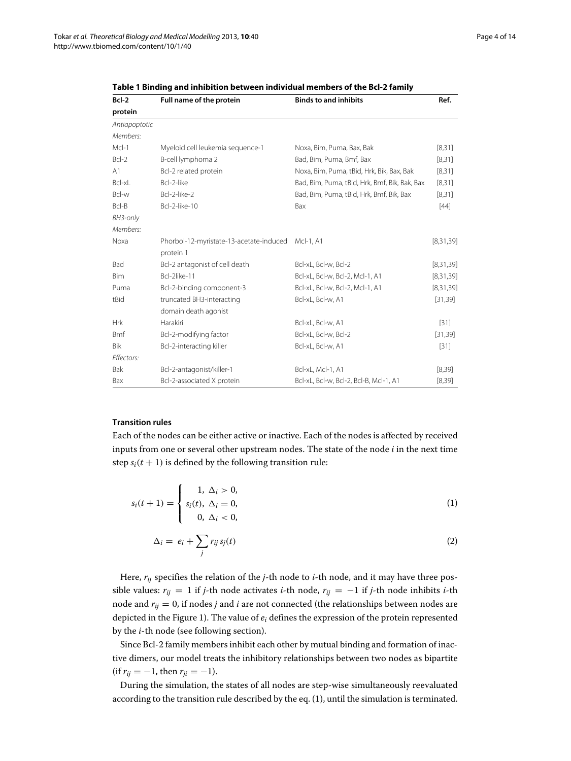**Table 1 Binding and inhibition between individual members of the Bcl-2 family**

| Bcl-2 protein | Full name of the protein | Binds to and inhibits | Ref. |
|---|---|---|---|
| *Antiapoptotic Members:* | | | |
| Mcl-1 | Myeloid cell leukemia sequence-1 | Noxa, Bim, Puma, Bax, Bak | [8,31] |
| Bcl-2 | B-cell lymphoma 2 | Bad, Bim, Puma, Bmf, Bax | [8,31] |
| A1 | Bcl-2 related protein | Noxa, Bim, Puma, tBid, Hrk, Bik, Bax, Bak | [8,31] |
| Bcl-xL | Bcl-2-like | Bad, Bim, Puma, tBid, Hrk, Bmf, Bik, Bak, Bax | [8,31] |
| Bcl-w | Bcl-2-like-2 | Bad, Bim, Puma, tBid, Hrk, Bmf, Bik, Bax | [8,31] |
| Bcl-B | Bcl-2-like-10 | Bax | [44] |
| *BH3-only Members:* | | | |
| Noxa | Phorbol-12-myristate-13-acetate-induced protein 1 | Mcl-1, A1 | [8,31,39] |
| Bad | Bcl-2 antagonist of cell death | Bcl-xL, Bcl-w, Bcl-2 | [8,31,39] |
| Bim | Bcl-2like-11 | Bcl-xL, Bcl-w, Bcl-2, Mcl-1, A1 | [8,31,39] |
| Puma | Bcl-2-binding component-3 | Bcl-xL, Bcl-w, Bcl-2, Mcl-1, A1 | [8,31,39] |
| tBid | truncated BH3-interacting domain death agonist | Bcl-xL, Bcl-w, A1 | [31,39] |
| Hrk | Harakiri | Bcl-xL, Bcl-w, A1 | [31] |
| Bmf | Bcl-2-modifying factor | Bcl-xL, Bcl-w, Bcl-2 | [31,39] |
| Bik | Bcl-2-interacting killer | Bcl-xL, Bcl-w, A1 | [31] |
| *Effectors:* | | | |
| Bak | Bcl-2-antagonist/killer-1 | Bcl-xL, Mcl-1, A1 | [8,39] |
| Bax | Bcl-2-associated X protein | Bcl-xL, Bcl-w, Bcl-2, Bcl-B, Mcl-1, A1 | [8,39] |

### Transition rules

Each of the nodes can be either active or inactive. Each of the nodes is affected by received inputs from one or several other upstream nodes. The state of the node $i$ in the next time step $s_i(t+1)$ is defined by the following transition rule:

$$s_i(t+1) = \begin{cases} 1, \ \Delta_i > 0, \\ s_i(t), \ \Delta_i = 0, \\ 0, \ \Delta_i < 0, \end{cases} \tag{1}$$

$$\Delta_i = e_i + \sum_j r_{ij} s_j(t) \tag{2}$$

Here, $r_{ij}$ specifies the relation of the $j$-th node to $i$-th node, and it may have three possible values: $r_{ij} = 1$ if $j$-th node activates $i$-th node, $r_{ij} = -1$ if $j$-th node inhibits $i$-th node and $r_{ij} = 0$, if nodes $j$ and $i$ are not connected (the relationships between nodes are depicted in the Figure 1). The value of $e_i$ defines the expression of the protein represented by the $i$-th node (see following section).

Since Bcl-2 family members inhibit each other by mutual binding and formation of inactive dimers, our model treats the inhibitory relationships between two nodes as bipartite (if $r_{ij} = -1$, then $r_{ji} = -1$).

During the simulation, the states of all nodes are step-wise simultaneously reevaluated according to the transition rule described by the eq. (1), until the simulation is terminated.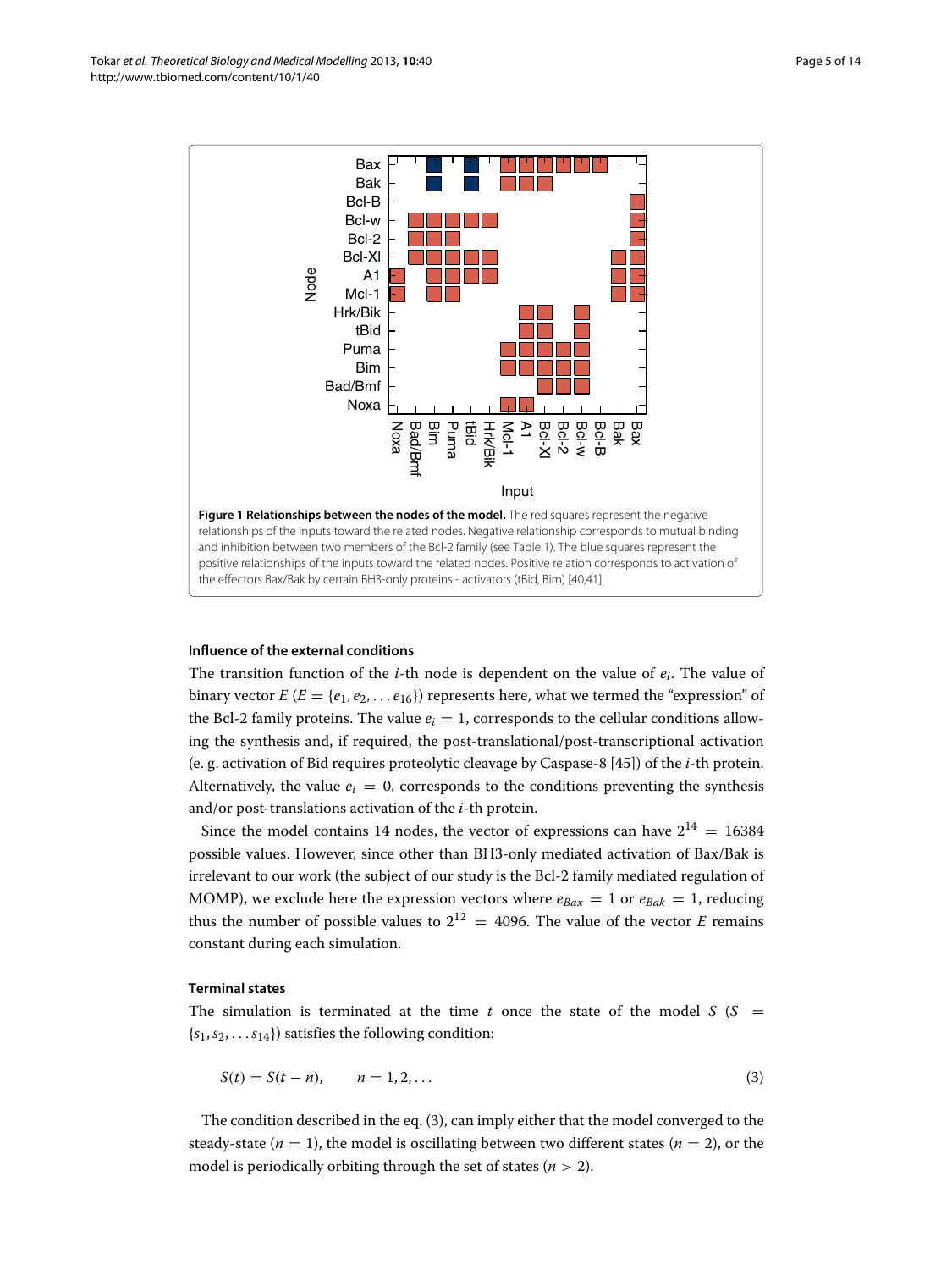**Figure 1 Relationships between the nodes of the model.** The red squares represent the negative relationships of the inputs toward the related nodes. Negative relationship corresponds to mutual binding and inhibition between two members of the Bcl-2 family (see Table 1). The blue squares represent the positive relationships of the inputs toward the related nodes. Positive relation corresponds to activation of the effectors Bax/Bak by certain BH3-only proteins - activators (tBid, Bim) [40,41].

### Influence of the external conditions

The transition function of the $i$-th node is dependent on the value of $e_i$. The value of binary vector $E$ ($E = \{e_1, e_2, \ldots e_{16}\}$) represents here, what we termed the "expression" of the Bcl-2 family proteins. The value $e_i = 1$, corresponds to the cellular conditions allowing the synthesis and, if required, the post-translational/post-transcriptional activation (e. g. activation of Bid requires proteolytic cleavage by Caspase-8 [45]) of the $i$-th protein. Alternatively, the value $e_i = 0$, corresponds to the conditions preventing the synthesis and/or post-translations activation of the $i$-th protein.

Since the model contains 14 nodes, the vector of expressions can have $2^{14} = 16384$ possible values. However, since other than BH3-only mediated activation of Bax/Bak is irrelevant to our work (the subject of our study is the Bcl-2 family mediated regulation of MOMP), we exclude here the expression vectors where $e_{Bax} = 1$ or $e_{Bak} = 1$, reducing thus the number of possible values to $2^{12} = 4096$. The value of the vector $E$ remains constant during each simulation.

### Terminal states

The simulation is terminated at the time $t$ once the state of the model $S$ ($S = \{s_1, s_2, \ldots s_{14}\}$) satisfies the following condition:

$$S(t) = S(t - n), \qquad n = 1, 2, \ldots \tag{3}$$

The condition described in the eq. (3), can imply either that the model converged to the steady-state ($n = 1$), the model is oscillating between two different states ($n = 2$), or the model is periodically orbiting through the set of states ($n > 2$).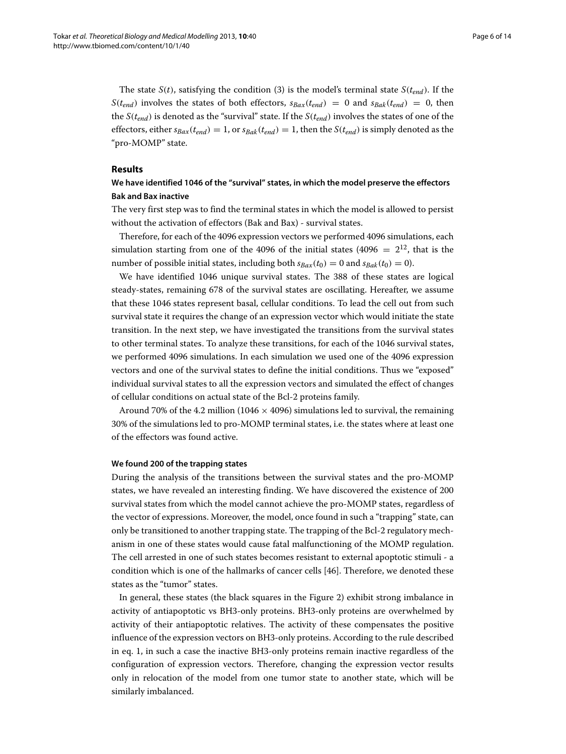The state $S(t)$, satisfying the condition (3) is the model's terminal state $S(t_{end})$. If the $S(t_{end})$ involves the states of both effectors, $s_{Bax}(t_{end}) = 0$ and $s_{Bak}(t_{end}) = 0$, then the $S(t_{end})$ is denoted as the "survival" state. If the $S(t_{end})$ involves the states of one of the effectors, either $s_{Bax}(t_{end}) = 1$, or $s_{Bak}(t_{end}) = 1$, then the $S(t_{end})$ is simply denoted as the "pro-MOMP" state.

## Results

### We have identified 1046 of the "survival" states, in which the model preserve the effectors Bak and Bax inactive

The very first step was to find the terminal states in which the model is allowed to persist without the activation of effectors (Bak and Bax) - survival states.

Therefore, for each of the 4096 expression vectors we performed 4096 simulations, each simulation starting from one of the 4096 of the initial states ($4096 = 2^{12}$, that is the number of possible initial states, including both $s_{Bax}(t_0) = 0$ and $s_{Bak}(t_0) = 0$).

We have identified 1046 unique survival states. The 388 of these states are logical steady-states, remaining 678 of the survival states are oscillating. Hereafter, we assume that these 1046 states represent basal, cellular conditions. To lead the cell out from such survival state it requires the change of an expression vector which would initiate the state transition. In the next step, we have investigated the transitions from the survival states to other terminal states. To analyze these transitions, for each of the 1046 survival states, we performed 4096 simulations. In each simulation we used one of the 4096 expression vectors and one of the survival states to define the initial conditions. Thus we "exposed" individual survival states to all the expression vectors and simulated the effect of changes of cellular conditions on actual state of the Bcl-2 proteins family.

Around 70% of the 4.2 million ($1046 \times 4096$) simulations led to survival, the remaining 30% of the simulations led to pro-MOMP terminal states, i.e. the states where at least one of the effectors was found active.

#### We found 200 of the trapping states

During the analysis of the transitions between the survival states and the pro-MOMP states, we have revealed an interesting finding. We have discovered the existence of 200 survival states from which the model cannot achieve the pro-MOMP states, regardless of the vector of expressions. Moreover, the model, once found in such a "trapping" state, can only be transitioned to another trapping state. The trapping of the Bcl-2 regulatory mechanism in one of these states would cause fatal malfunctioning of the MOMP regulation. The cell arrested in one of such states becomes resistant to external apoptotic stimuli - a condition which is one of the hallmarks of cancer cells [46]. Therefore, we denoted these states as the "tumor" states.

In general, these states (the black squares in the Figure 2) exhibit strong imbalance in activity of antiapoptotic vs BH3-only proteins. BH3-only proteins are overwhelmed by activity of their antiapoptotic relatives. The activity of these compensates the positive influence of the expression vectors on BH3-only proteins. According to the rule described in eq. 1, in such a case the inactive BH3-only proteins remain inactive regardless of the configuration of expression vectors. Therefore, changing the expression vector results only in relocation of the model from one tumor state to another state, which will be similarly imbalanced.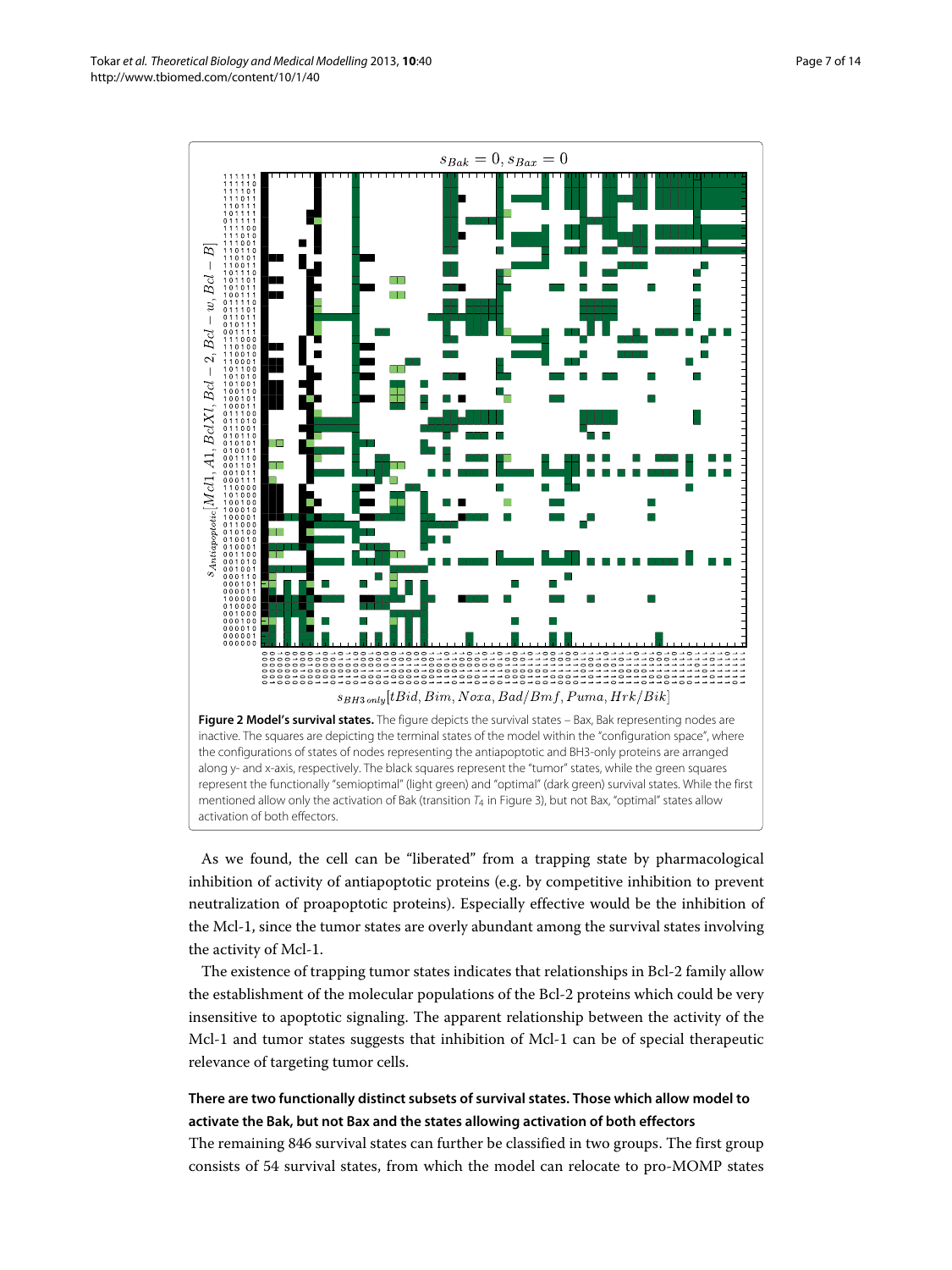**Figure 2 Model's survival states.** The figure depicts the survival states – Bax, Bak representing nodes are inactive. The squares are depicting the terminal states of the model within the "configuration space", where the configurations of states of nodes representing the antiapoptotic and BH3-only proteins are arranged along y- and x-axis, respectively. The black squares represent the "tumor" states, while the green squares represent the functionally "semioptimal" (light green) and "optimal" (dark green) survival states. While the first mentioned allow only the activation of Bak (transition $T_4$ in Figure 3), but not Bax, "optimal" states allow activation of both effectors.

As we found, the cell can be "liberated" from a trapping state by pharmacological inhibition of activity of antiapoptotic proteins (e.g. by competitive inhibition to prevent neutralization of proapoptotic proteins). Especially effective would be the inhibition of the Mcl-1, since the tumor states are overly abundant among the survival states involving the activity of Mcl-1.

The existence of trapping tumor states indicates that relationships in Bcl-2 family allow the establishment of the molecular populations of the Bcl-2 proteins which could be very insensitive to apoptotic signaling. The apparent relationship between the activity of the Mcl-1 and tumor states suggests that inhibition of Mcl-1 can be of special therapeutic relevance of targeting tumor cells.

#### There are two functionally distinct subsets of survival states. Those which allow model to activate the Bak, but not Bax and the states allowing activation of both effectors

The remaining 846 survival states can further be classified in two groups. The first group consists of 54 survival states, from which the model can relocate to pro-MOMP states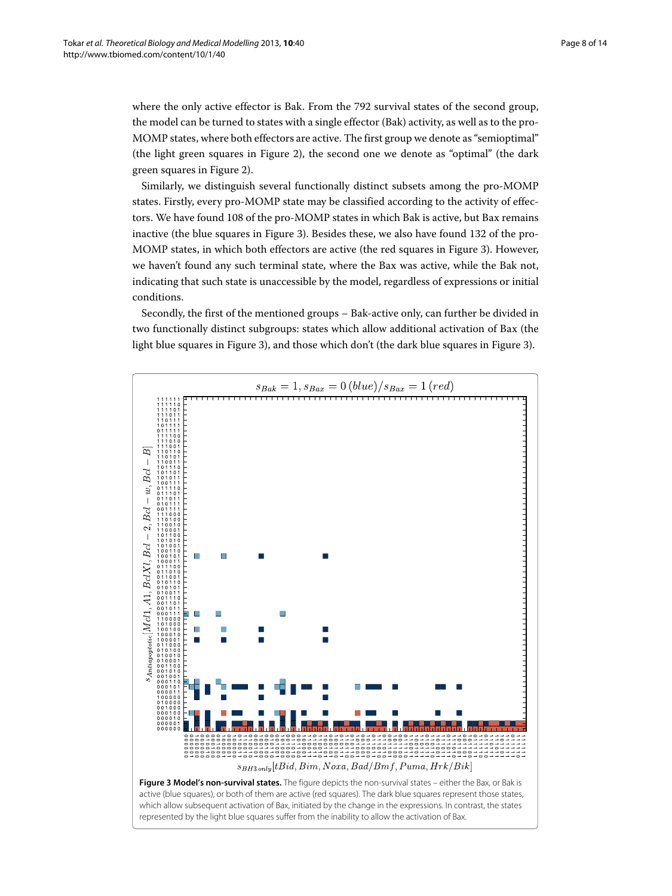where the only active effector is Bak. From the 792 survival states of the second group, the model can be turned to states with a single effector (Bak) activity, as well as to the pro-MOMP states, where both effectors are active. The first group we denote as "semioptimal" (the light green squares in Figure 2), the second one we denote as "optimal" (the dark green squares in Figure 2).

Similarly, we distinguish several functionally distinct subsets among the pro-MOMP states. Firstly, every pro-MOMP state may be classified according to the activity of effectors. We have found 108 of the pro-MOMP states in which Bak is active, but Bax remains inactive (the blue squares in Figure 3). Besides these, we also have found 132 of the pro-MOMP states, in which both effectors are active (the red squares in Figure 3). However, we haven't found any such terminal state, where the Bax was active, while the Bak not, indicating that such state is unaccessible by the model, regardless of expressions or initial conditions.

Secondly, the first of the mentioned groups – Bak-active only, can further be divided in two functionally distinct subgroups: states which allow additional activation of Bax (the light blue squares in Figure 3), and those which don't (the dark blue squares in Figure 3).

**Figure 3 Model's non-survival states.** The figure depicts the non-survival states – either the Bax, or Bak is active (blue squares), or both of them are active (red squares). The dark blue squares represent those states, which allow subsequent activation of Bax, initiated by the change in the expressions. In contrast, the states represented by the light blue squares suffer from the inability to allow the activation of Bax.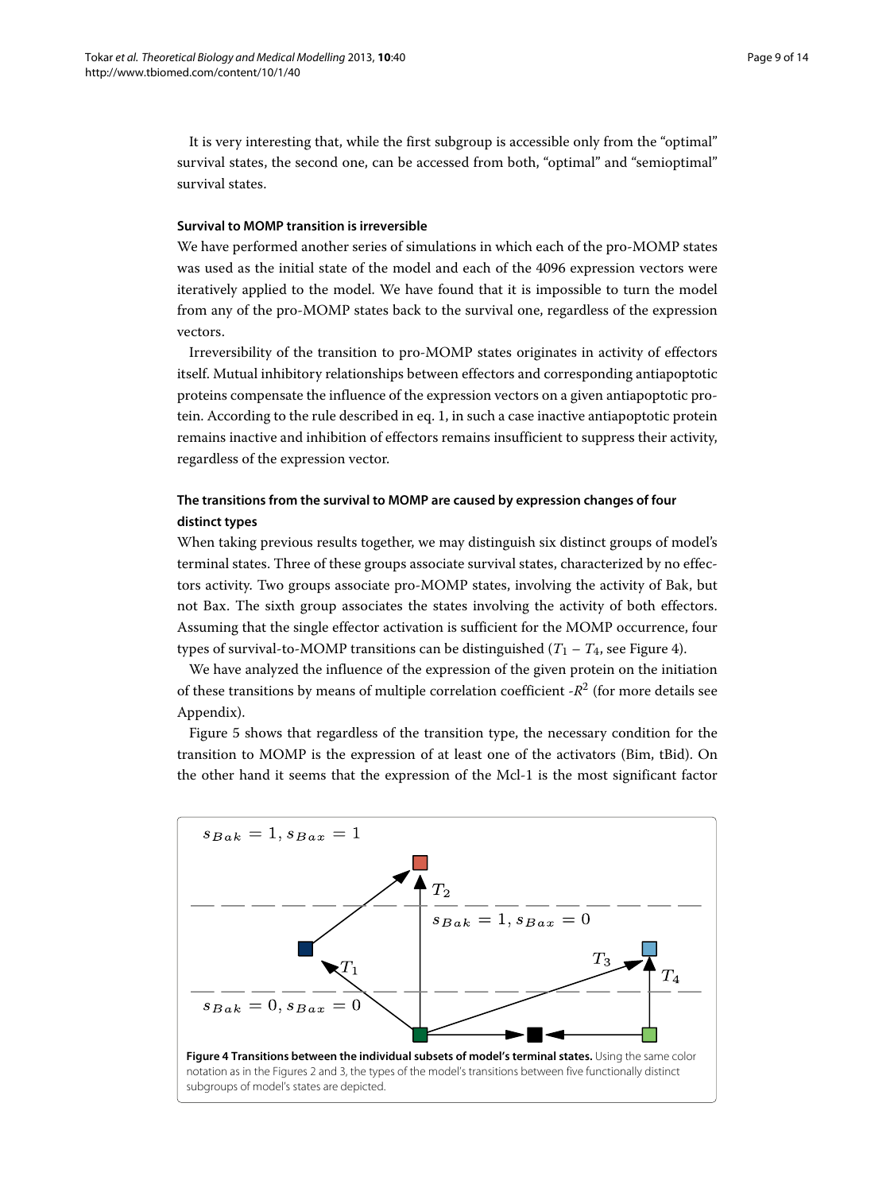It is very interesting that, while the first subgroup is accessible only from the "optimal" survival states, the second one, can be accessed from both, "optimal" and "semioptimal" survival states.

#### Survival to MOMP transition is irreversible

We have performed another series of simulations in which each of the pro-MOMP states was used as the initial state of the model and each of the 4096 expression vectors were iteratively applied to the model. We have found that it is impossible to turn the model from any of the pro-MOMP states back to the survival one, regardless of the expression vectors.

Irreversibility of the transition to pro-MOMP states originates in activity of effectors itself. Mutual inhibitory relationships between effectors and corresponding antiapoptotic proteins compensate the influence of the expression vectors on a given antiapoptotic protein. According to the rule described in eq. 1, in such a case inactive antiapoptotic protein remains inactive and inhibition of effectors remains insufficient to suppress their activity, regardless of the expression vector.

#### The transitions from the survival to MOMP are caused by expression changes of four distinct types

When taking previous results together, we may distinguish six distinct groups of model's terminal states. Three of these groups associate survival states, characterized by no effectors activity. Two groups associate pro-MOMP states, involving the activity of Bak, but not Bax. The sixth group associates the states involving the activity of both effectors. Assuming that the single effector activation is sufficient for the MOMP occurrence, four types of survival-to-MOMP transitions can be distinguished ($T_1 - T_4$, see Figure 4).

We have analyzed the influence of the expression of the given protein on the initiation of these transitions by means of multiple correlation coefficient -$R^2$ (for more details see Appendix).

Figure 5 shows that regardless of the transition type, the necessary condition for the transition to MOMP is the expression of at least one of the activators (Bim, tBid). On the other hand it seems that the expression of the Mcl-1 is the most significant factor

**Figure 4 Transitions between the individual subsets of model's terminal states.** Using the same color notation as in the Figures 2 and 3, the types of the model's transitions between five functionally distinct subgroups of model's states are depicted.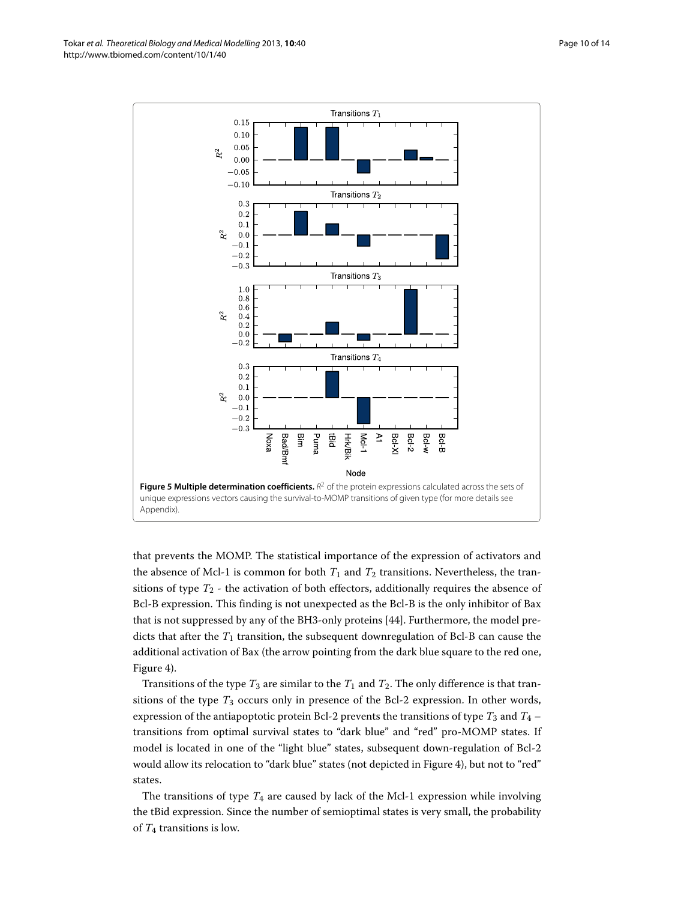**Figure 5 Multiple determination coefficients.** $R^2$ of the protein expressions calculated across the sets of unique expressions vectors causing the survival-to-MOMP transitions of given type (for more details see Appendix).

that prevents the MOMP. The statistical importance of the expression of activators and the absence of Mcl-1 is common for both $T_1$ and $T_2$ transitions. Nevertheless, the transitions of type $T_2$ - the activation of both effectors, additionally requires the absence of Bcl-B expression. This finding is not unexpected as the Bcl-B is the only inhibitor of Bax that is not suppressed by any of the BH3-only proteins [44]. Furthermore, the model predicts that after the $T_1$ transition, the subsequent downregulation of Bcl-B can cause the additional activation of Bax (the arrow pointing from the dark blue square to the red one, Figure 4).

Transitions of the type $T_3$ are similar to the $T_1$ and $T_2$. The only difference is that transitions of the type $T_3$ occurs only in presence of the Bcl-2 expression. In other words, expression of the antiapoptotic protein Bcl-2 prevents the transitions of type $T_3$ and $T_4$ – transitions from optimal survival states to "dark blue" and "red" pro-MOMP states. If model is located in one of the "light blue" states, subsequent down-regulation of Bcl-2 would allow its relocation to "dark blue" states (not depicted in Figure 4), but not to "red" states.

The transitions of type $T_4$ are caused by lack of the Mcl-1 expression while involving the tBid expression. Since the number of semioptimal states is very small, the probability of $T_4$ transitions is low.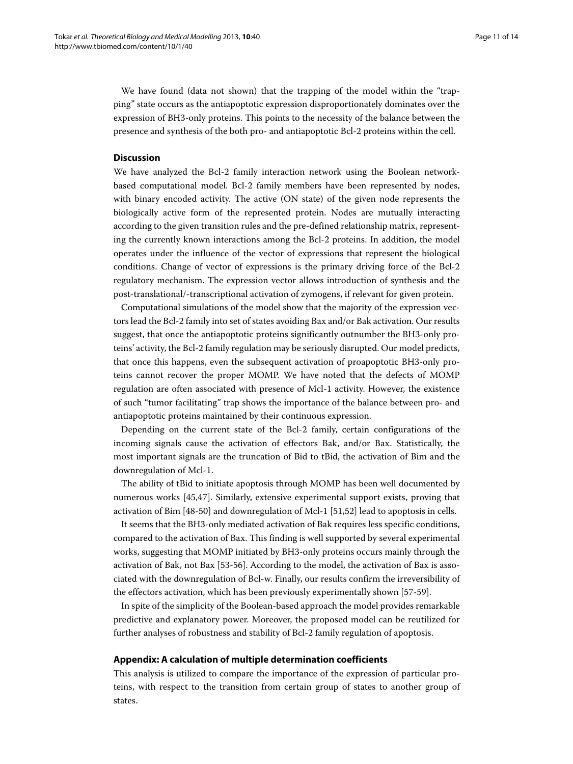We have found (data not shown) that the trapping of the model within the "trapping" state occurs as the antiapoptotic expression disproportionately dominates over the expression of BH3-only proteins. This points to the necessity of the balance between the presence and synthesis of the both pro- and antiapoptotic Bcl-2 proteins within the cell.

## Discussion

We have analyzed the Bcl-2 family interaction network using the Boolean network-based computational model. Bcl-2 family members have been represented by nodes, with binary encoded activity. The active (ON state) of the given node represents the biologically active form of the represented protein. Nodes are mutually interacting according to the given transition rules and the pre-defined relationship matrix, representing the currently known interactions among the Bcl-2 proteins. In addition, the model operates under the influence of the vector of expressions that represent the biological conditions. Change of vector of expressions is the primary driving force of the Bcl-2 regulatory mechanism. The expression vector allows introduction of synthesis and the post-translational/-transcriptional activation of zymogens, if relevant for given protein.

Computational simulations of the model show that the majority of the expression vectors lead the Bcl-2 family into set of states avoiding Bax and/or Bak activation. Our results suggest, that once the antiapoptotic proteins significantly outnumber the BH3-only proteins' activity, the Bcl-2 family regulation may be seriously disrupted. Our model predicts, that once this happens, even the subsequent activation of proapoptotic BH3-only proteins cannot recover the proper MOMP. We have noted that the defects of MOMP regulation are often associated with presence of Mcl-1 activity. However, the existence of such "tumor facilitating" trap shows the importance of the balance between pro- and antiapoptotic proteins maintained by their continuous expression.

Depending on the current state of the Bcl-2 family, certain configurations of the incoming signals cause the activation of effectors Bak, and/or Bax. Statistically, the most important signals are the truncation of Bid to tBid, the activation of Bim and the downregulation of Mcl-1.

The ability of tBid to initiate apoptosis through MOMP has been well documented by numerous works [45,47]. Similarly, extensive experimental support exists, proving that activation of Bim [48-50] and downregulation of Mcl-1 [51,52] lead to apoptosis in cells.

It seems that the BH3-only mediated activation of Bak requires less specific conditions, compared to the activation of Bax. This finding is well supported by several experimental works, suggesting that MOMP initiated by BH3-only proteins occurs mainly through the activation of Bak, not Bax [53-56]. According to the model, the activation of Bax is associated with the downregulation of Bcl-w. Finally, our results confirm the irreversibility of the effectors activation, which has been previously experimentally shown [57-59].

In spite of the simplicity of the Boolean-based approach the model provides remarkable predictive and explanatory power. Moreover, the proposed model can be reutilized for further analyses of robustness and stability of Bcl-2 family regulation of apoptosis.

## Appendix: A calculation of multiple determination coefficients

This analysis is utilized to compare the importance of the expression of particular proteins, with respect to the transition from certain group of states to another group of states.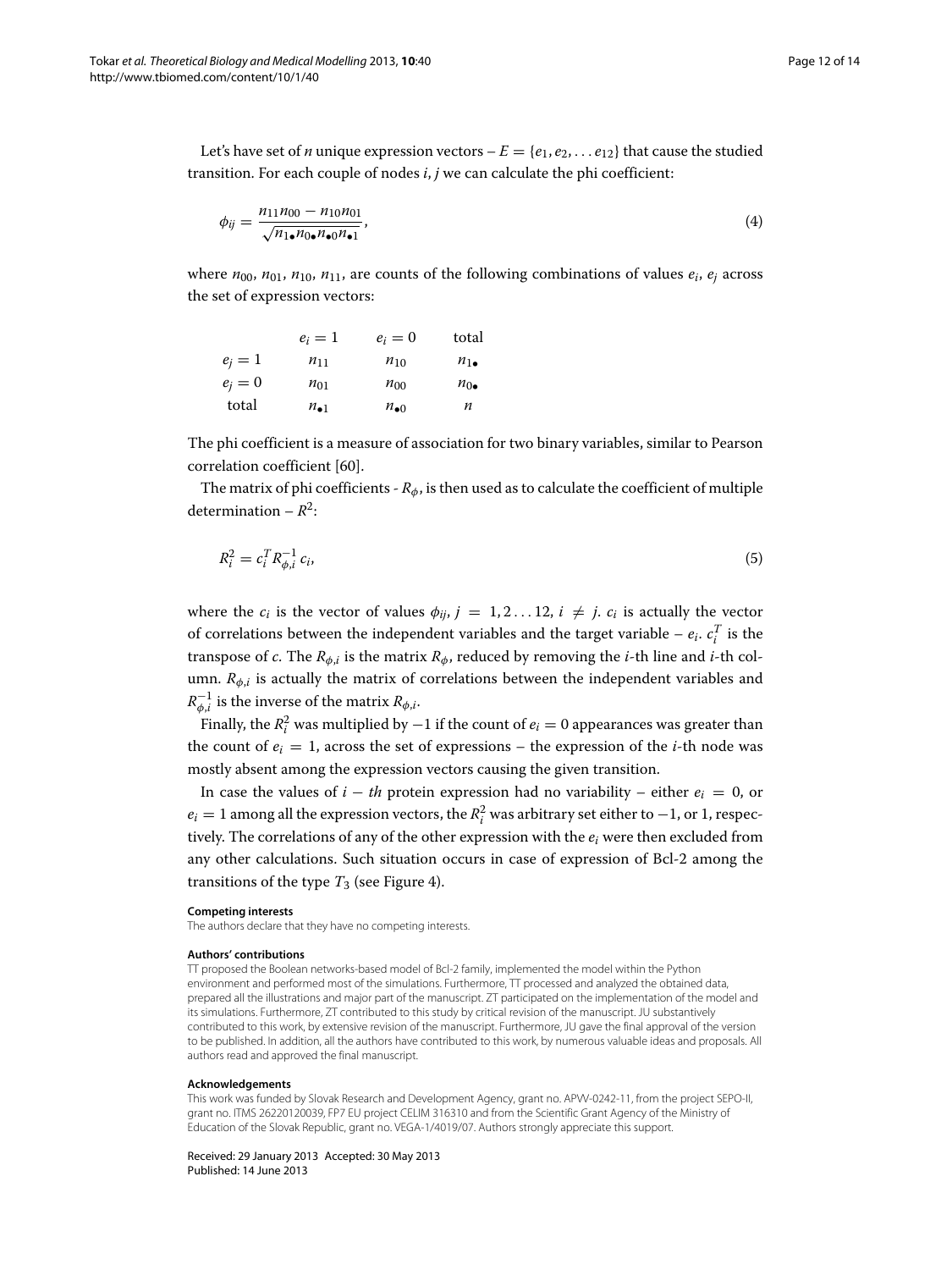Let's have set of $n$ unique expression vectors – $E = \{e_1, e_2, \ldots e_{12}\}$ that cause the studied transition. For each couple of nodes $i, j$ we can calculate the phi coefficient:

$$\phi_{ij} = \frac{n_{11}n_{00} - n_{10}n_{01}}{\sqrt{n_{1\bullet}n_{0\bullet}n_{\bullet 0}n_{\bullet 1}}}, \tag{4}$$

where $n_{00}$, $n_{01}$, $n_{10}$, $n_{11}$, are counts of the following combinations of values $e_i$, $e_j$ across the set of expression vectors:

| | $e_i = 1$ | $e_i = 0$ | total |
|---|---|---|---|
| $e_j = 1$ | $n_{11}$ | $n_{10}$ | $n_{1\bullet}$ |
| $e_j = 0$ | $n_{01}$ | $n_{00}$ | $n_{0\bullet}$ |
| total | $n_{\bullet 1}$ | $n_{\bullet 0}$ | $n$ |

The phi coefficient is a measure of association for two binary variables, similar to Pearson correlation coefficient [60].

The matrix of phi coefficients - $R_\phi$, is then used as to calculate the coefficient of multiple determination – $R^2$:

$$R_i^2 = c_i^T R_{\phi,i}^{-1} c_i, \tag{5}$$

where the $c_i$ is the vector of values $\phi_{ij}$, $j = 1, 2 \ldots 12$, $i \neq j$. $c_i$ is actually the vector of correlations between the independent variables and the target variable – $e_i$. $c_i^T$ is the transpose of $c$. The $R_{\phi,i}$ is the matrix $R_\phi$, reduced by removing the $i$-th line and $i$-th column. $R_{\phi,i}$ is actually the matrix of correlations between the independent variables and $R_{\phi,i}^{-1}$ is the inverse of the matrix $R_{\phi,i}$.

Finally, the $R_i^2$ was multiplied by $-1$ if the count of $e_i = 0$ appearances was greater than the count of $e_i = 1$, across the set of expressions – the expression of the $i$-th node was mostly absent among the expression vectors causing the given transition.

In case the values of $i - th$ protein expression had no variability – either $e_i = 0$, or $e_i = 1$ among all the expression vectors, the $R_i^2$ was arbitrary set either to $-1$, or 1, respectively. The correlations of any of the other expression with the $e_i$ were then excluded from any other calculations. Such situation occurs in case of expression of Bcl-2 among the transitions of the type $T_3$ (see Figure 4).

#### Competing interests

The authors declare that they have no competing interests.

#### Authors' contributions

TT proposed the Boolean networks-based model of Bcl-2 family, implemented the model within the Python environment and performed most of the simulations. Furthermore, TT processed and analyzed the obtained data, prepared all the illustrations and major part of the manuscript. ZT participated on the implementation of the model and its simulations. Furthermore, ZT contributed to this study by critical revision of the manuscript. JU substantively contributed to this work, by extensive revision of the manuscript. Furthermore, JU gave the final approval of the version to be published. In addition, all the authors have contributed to this work, by numerous valuable ideas and proposals. All authors read and approved the final manuscript.

#### Acknowledgements

This work was funded by Slovak Research and Development Agency, grant no. APVV-0242-11, from the project SEPO-II, grant no. ITMS 26220120039, FP7 EU project CELIM 316310 and from the Scientific Grant Agency of the Ministry of Education of the Slovak Republic, grant no. VEGA-1/4019/07. Authors strongly appreciate this support.

Received: 29 January 2013 Accepted: 30 May 2013
Published: 14 June 2013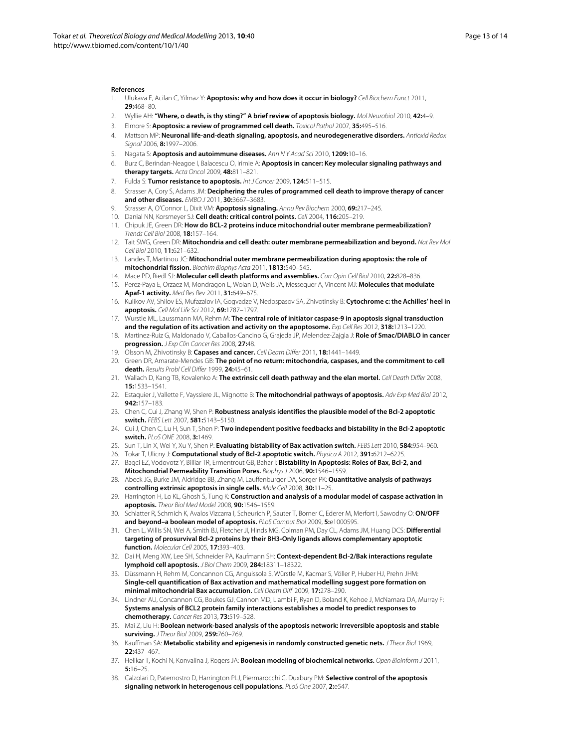**References**

1. Ulukava E, Acilan C, Yilmaz Y: **Apoptosis: why and how does it occur in biology?** *Cell Biochem Funct* 2011, **29:**468–80.
2. Wyllie AH: **"Where, o death, is thy sting?" A brief review of apoptosis biology.** *Mol Neurobiol* 2010, **42:**4–9.
3. Elmore S: **Apoptosis: a review of programmed cell death.** *Toxicol Pathol* 2007, **35:**495–516.
4. Mattson MP: **Neuronal life-and-death signaling, apoptosis, and neurodegenerative disorders.** *Antioxid Redox Signal* 2006, **8:**1997–2006.
5. Nagata S: **Apoptosis and autoimmune diseases.** *Ann N Y Acad Sci* 2010, **1209:**10–16.
6. Burz C, Berindan-Neagoe I, Balacescu O, Irimie A: **Apoptosis in cancer: Key molecular signaling pathways and therapy targets.** *Acta Oncol* 2009, **48:**811–821.
7. Fulda S: **Tumor resistance to apoptosis.** *Int J Cancer* 2009, **124:**511–515.
8. Strasser A, Cory S, Adams JM: **Deciphering the rules of programmed cell death to improve therapy of cancer and other diseases.** *EMBO J* 2011, **30:**3667–3683.
9. Strasser A, O'Connor L, Dixit VM: **Apoptosis signaling.** *Annu Rev Biochem* 2000, **69:**217–245.
10. Danial NN, Korsmeyer SJ: **Cell death: critical control points.** *Cell* 2004, **116:**205–219.
11. Chipuk JE, Green DR: **How do BCL-2 proteins induce mitochondrial outer membrane permeabilization?** *Trends Cell Biol* 2008, **18:**157–164.
12. Tait SWG, Green DR: **Mitochondria and cell death: outer membrane permeabilization and beyond.** *Nat Rev Mol Cell Biol* 2010, **11:**621–632.
13. Landes T, Martinou JC: **Mitochondrial outer membrane permeabilization during apoptosis: the role of mitochondrial fission.** *Biochim Biophys Acta* 2011, **1813:**540–545.
14. Mace PD, Riedl SJ: **Molecular cell death platforms and assemblies.** *Curr Opin Cell Biol* 2010, **22:**828–836.
15. Perez-Paya E, Orzaez M, Mondragon L, Wolan D, Wells JA, Messequer A, Vincent MJ: **Molecules that modulate Apaf-1 activity.** *Med Res Rev* 2011, **31:**649–675.
16. Kulikov AV, Shilov ES, Mufazalov IA, Gogvadze V, Nedospasov SA, Zhivotinsky B: **Cytochrome c: the Achilles' heel in apoptosis.** *Cell Mol Life Sci* 2012, **69:**1787–1797.
17. Wurstle ML, Laussmann MA, Rehm M: **The central role of initiator caspase-9 in apoptosis signal transduction and the regulation of its activation and activity on the apoptosome.** *Exp Cell Res* 2012, **318:**1213–1220.
18. Martinez-Ruiz G, Maldonado V, Caballos-Cancino G, Grajeda JP, Melendez-Zajgla J: **Role of Smac/DIABLO in cancer progression.** *J Exp Clin Cancer Res* 2008, **27:**48.
19. Olsson M, Zhivotinsky B: **Capases and cancer.** *Cell Death Differ* 2011, **18:**1441–1449.
20. Green DR, Amarate-Mendes GB: **The point of no return: mitochondria, caspases, and the commitment to cell death.** *Results Probl Cell Differ* 1999, **24:**45–61.
21. Wallach D, Kang TB, Kovalenko A: **The extrinsic cell death pathway and the elan mortel.** *Cell Death Differ* 2008, **15:**1533–1541.
22. Estaquier J, Vallette F, Vayssiere JL, Mignotte B: **The mitochondrial pathways of apoptosis.** *Adv Exp Med Biol* 2012, **942:**157–183.
23. Chen C, Cui J, Zhang W, Shen P: **Robustness analysis identifies the plausible model of the Bcl-2 apoptotic switch.** *FEBS Lett* 2007, **581:**5143–5150.
24. Cui J, Chen C, Lu H, Sun T, Shen P: **Two independent positive feedbacks and bistability in the Bcl-2 apoptotic switch.** *PLoS ONE* 2008, **3:**1469.
25. Sun T, Lin X, Wei Y, Xu Y, Shen P: **Evaluating bistability of Bax activation switch.** *FEBS Lett* 2010, **584:**954–960.
26. Tokar T, Ulicny J: **Computational study of Bcl-2 apoptotic switch.** *Physica A* 2012, **391:**6212–6225.
27. Bagci EZ, Vodovotz Y, Billiar TR, Ermentrout GB, Bahar I: **Bistability in Apoptosis: Roles of Bax, Bcl-2, and Mitochondrial Permeability Transition Pores.** *Biophys J* 2006, **90:**1546–1559.
28. Abeck JG, Burke JM, Aldridge BB, Zhang M, Lauffenburger DA, Sorger PK: **Quantitative analysis of pathways controlling extrinsic apoptosis in single cells.** *Mole Cell* 2008, **30:**11–25.
29. Harrington H, Lo KL, Ghosh S, Tung K: **Construction and analysis of a modular model of caspase activation in apoptosis.** *Theor Biol Med Model* 2008, **90:**1546–1559.
30. Schlatter R, Schmich K, Avalos Vizcarra I, Scheurich P, Sauter T, Borner C, Ederer M, Merfort I, Sawodny O: **ON/OFF and beyond–a boolean model of apoptosis.** *PLoS Comput Biol* 2009, **5:**e1000595.
31. Chen L, Willis SN, Wei A, Smith BJ, Fletcher JI, Hinds MG, Colman PM, Day CL, Adams JM, Huang DCS: **Differential targeting of prosurvival Bcl-2 proteins by their BH3-Only ligands allows complementary apoptotic function.** *Molecular Cell* 2005, **17:**393–403.
32. Dai H, Meng XW, Lee SH, Schneider PA, Kaufmann SH: **Context-dependent Bcl-2/Bak interactions regulate lymphoid cell apoptosis.** *J Biol Chem* 2009, **284:**18311–18322.
33. Düssmann H, Rehm M, Concannon CG, Anguissola S, Würstle M, Kacmar S, Völler P, Huber HJ, Prehn JHM: **Single-cell quantification of Bax activation and mathematical modelling suggest pore formation on minimal mitochondrial Bax accumulation.** *Cell Death Diff* 2009, **17:**278–290.
34. Lindner AU, Concannon CG, Boukes GJ, Cannon MD, Llambi F, Ryan D, Boland K, Kehoe J, McNamara DA, Murray F: **Systems analysis of BCL2 protein family interactions establishes a model to predict responses to chemotherapy.** *Cancer Res* 2013, **73:**519–528.
35. Mai Z, Liu H: **Boolean network-based analysis of the apoptosis network: Irreversible apoptosis and stable surviving.** *J Theor Biol* 2009, **259:**760–769.
36. Kauffman SA: **Metabolic stability and epigenesis in randomly constructed genetic nets.** *J Theor Biol* 1969, **22:**437–467.
37. Helikar T, Kochi N, Konvalina J, Rogers JA: **Boolean modeling of biochemical networks.** *Open Bioinform J* 2011, **5:**16–25.
38. Calzolari D, Paternostro D, Harrington PLJ, Piermarocchi C, Duxbury PM: **Selective control of the apoptosis signaling network in heterogenous cell populations.** *PLoS One* 2007, **2:**e547.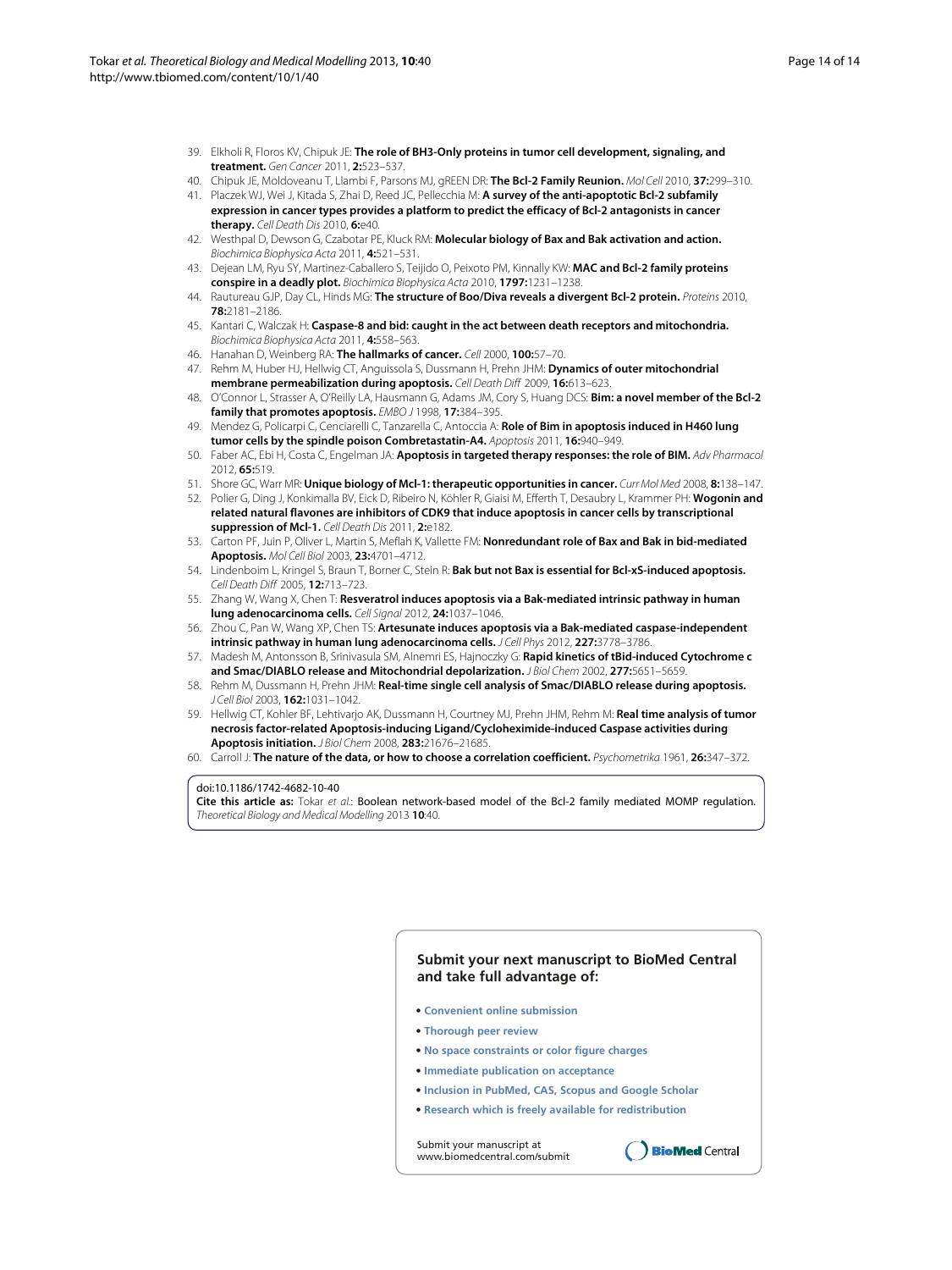39. Elkholi R, Floros KV, Chipuk JE: **The role of BH3-Only proteins in tumor cell development, signaling, and treatment.** *Gen Cancer* 2011, **2:**523–537.
40. Chipuk JE, Moldoveanu T, Llambi F, Parsons MJ, gREEN DR: **The Bcl-2 Family Reunion.** *Mol Cell* 2010, **37:**299–310.
41. Placzek WJ, Wei J, Kitada S, Zhai D, Reed JC, Pellecchia M: **A survey of the anti-apoptotic Bcl-2 subfamily expression in cancer types provides a platform to predict the efficacy of Bcl-2 antagonists in cancer therapy.** *Cell Death Dis* 2010, **6:**e40.
42. Westphal D, Dewson G, Czabotar PE, Kluck RM: **Molecular biology of Bax and Bak activation and action.** *Biochimica Biophysica Acta* 2011, **4:**521–531.
43. Dejean LM, Ryu SY, Martinez-Caballero S, Teijido O, Peixoto PM, Kinnally KW: **MAC and Bcl-2 family proteins conspire in a deadly plot.** *Biochimica Biophysica Acta* 2010, **1797:**1231–1238.
44. Rautureau GJP, Day CL, Hinds MG: **The structure of Boo/Diva reveals a divergent Bcl-2 protein.** *Proteins* 2010, **78:**2181–2186.
45. Kantari C, Walczak H: **Caspase-8 and bid: caught in the act between death receptors and mitochondria.** *Biochimica Biophysica Acta* 2011, **4:**558–563.
46. Hanahan D, Weinberg RA: **The hallmarks of cancer.** *Cell* 2000, **100:**57–70.
47. Rehm M, Huber HJ, Hellwig CT, Anguissola S, Dussmann H, Prehn JHM: **Dynamics of outer mitochondrial membrane permeabilization during apoptosis.** *Cell Death Diff* 2009, **16:**613–623.
48. O'Connor L, Strasser A, O'Reilly LA, Hausmann G, Adams JM, Cory S, Huang DCS: **Bim: a novel member of the Bcl-2 family that promotes apoptosis.** *EMBO J* 1998, **17:**384–395.
49. Mendez G, Policarpi C, Cenciarelli C, Tanzarella C, Antoccia A: **Role of Bim in apoptosis induced in H460 lung tumor cells by the spindle poison Combretastatin-A4.** *Apoptosis* 2011, **16:**940–949.
50. Faber AC, Ebi H, Costa C, Engelman JA: **Apoptosis in targeted therapy responses: the role of BIM.** *Adv Pharmacol* 2012, **65:**519.
51. Shore GC, Warr MR: **Unique biology of Mcl-1: therapeutic opportunities in cancer.** *Curr Mol Med* 2008, **8:**138–147.
52. Polier G, Ding J, Konkimalla BV, Eick D, Ribeiro N, Köhler R, Giaisi M, Efferth T, Desaubry L, Krammer PH: **Wogonin and related natural flavones are inhibitors of CDK9 that induce apoptosis in cancer cells by transcriptional suppression of Mcl-1.** *Cell Death Dis* 2011, **2:**e182.
53. Carton PF, Juin P, Oliver L, Martin S, Meflah K, Vallette FM: **Nonredundant role of Bax and Bak in bid-mediated Apoptosis.** *Mol Cell Biol* 2003, **23:**4701–4712.
54. Lindenboim L, Kringel S, Braun T, Borner C, Stein R: **Bak but not Bax is essential for Bcl-xS-induced apoptosis.** *Cell Death Diff* 2005, **12:**713–723.
55. Zhang W, Wang X, Chen T: **Resveratrol induces apoptosis via a Bak-mediated intrinsic pathway in human lung adenocarcinoma cells.** *Cell Signal* 2012, **24:**1037–1046.
56. Zhou C, Pan W, Wang XP, Chen TS: **Artesunate induces apoptosis via a Bak-mediated caspase-independent intrinsic pathway in human lung adenocarcinoma cells.** *J Cell Phys* 2012, **227:**3778–3786.
57. Madesh M, Antonsson B, Srinivasula SM, Alnemri ES, Hajnoczky G: **Rapid kinetics of tBid-induced Cytochrome c and Smac/DIABLO release and Mitochondrial depolarization.** *J Biol Chem* 2002, **277:**5651–5659.
58. Rehm M, Dussmann H, Prehn JHM: **Real-time single cell analysis of Smac/DIABLO release during apoptosis.** *J Cell Biol* 2003, **162:**1031–1042.
59. Hellwig CT, Kohler BF, Lehtivarjo AK, Dussmann H, Courtney MJ, Prehn JHM, Rehm M: **Real time analysis of tumor necrosis factor-related Apoptosis-inducing Ligand/Cycloheximide-induced Caspase activities during Apoptosis initiation.** *J Biol Chem* 2008, **283:**21676–21685.
60. Carroll J: **The nature of the data, or how to choose a correlation coefficient.** *Psychometrika* 1961, **26:**347–372.

doi:10.1186/1742-4682-10-40
**Cite this article as:** Tokar *et al.*: Boolean network-based model of the Bcl-2 family mediated MOMP regulation. *Theoretical Biology and Medical Modelling* 2013 **10**:40.

**Submit your next manuscript to BioMed Central and take full advantage of:**

- **Convenient online submission**
- **Thorough peer review**
- **No space constraints or color figure charges**
- **Immediate publication on acceptance**
- **Inclusion in PubMed, CAS, Scopus and Google Scholar**
- **Research which is freely available for redistribution**

Submit your manuscript at
www.biomedcentral.com/submit

BioMed Central